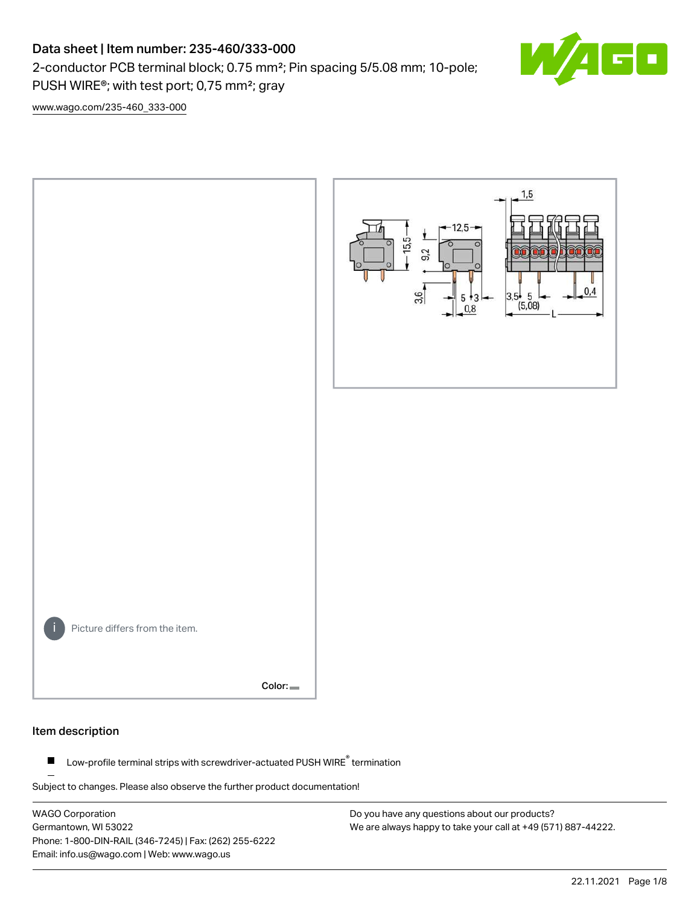# Data sheet | Item number: 235-460/333-000

2-conductor PCB terminal block; 0.75 mm²; Pin spacing 5/5.08 mm; 10-pole; PUSH WIRE®; with test port; 0,75 mm²; gray

www.wago.com/235-460_333-000

Picture differs from the item.

Color:

## Item description

- Low-profile terminal strips with screwdriver-actuated PUSH WIRE® termination

Subject to changes. Please also observe the further product documentation!

WAGO Corporation
Germantown, WI 53022
Phone: 1-800-DIN-RAIL (346-7245) | Fax: (262) 255-6222
Email: info.us@wago.com | Web: www.wago.us

Do you have any questions about our products?
We are always happy to take your call at +49 (571) 887-44222.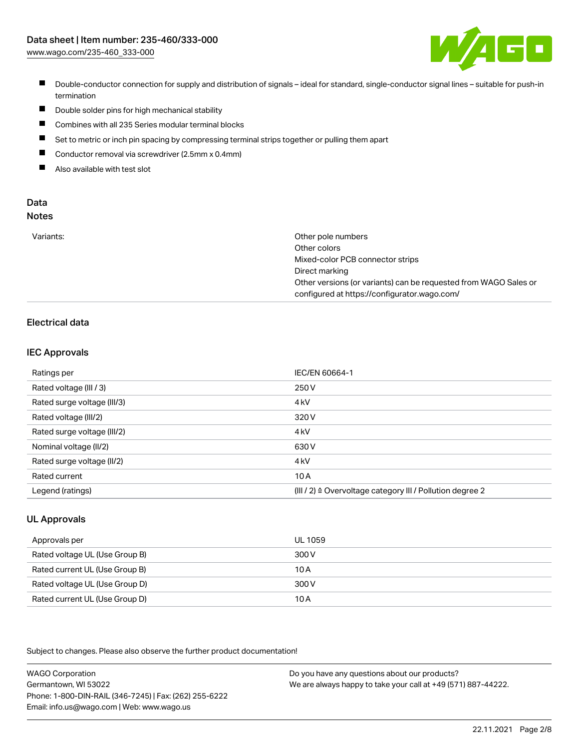- Double-conductor connection for supply and distribution of signals – ideal for standard, single-conductor signal lines – suitable for push-in termination
- Double solder pins for high mechanical stability
- Combines with all 235 Series modular terminal blocks
- Set to metric or inch pin spacing by compressing terminal strips together or pulling them apart
- Conductor removal via screwdriver (2.5mm x 0.4mm)
- Also available with test slot

## Data

### Notes

| | |
|---|---|
| Variants: | Other pole numbers<br>Other colors<br>Mixed-color PCB connector strips<br>Direct marking<br>Other versions (or variants) can be requested from WAGO Sales or configured at https://configurator.wago.com/ |

### Electrical data

#### IEC Approvals

| | |
|---|---|
| Ratings per | IEC/EN 60664-1 |
| Rated voltage (III / 3) | 250 V |
| Rated surge voltage (III/3) | 4 kV |
| Rated voltage (III/2) | 320 V |
| Rated surge voltage (III/2) | 4 kV |
| Nominal voltage (II/2) | 630 V |
| Rated surge voltage (II/2) | 4 kV |
| Rated current | 10 A |
| Legend (ratings) | (III / 2) ≙ Overvoltage category III / Pollution degree 2 |

#### UL Approvals

| | |
|---|---|
| Approvals per | UL 1059 |
| Rated voltage UL (Use Group B) | 300 V |
| Rated current UL (Use Group B) | 10 A |
| Rated voltage UL (Use Group D) | 300 V |
| Rated current UL (Use Group D) | 10 A |

Subject to changes. Please also observe the further product documentation!

WAGO Corporation
Germantown, WI 53022
Phone: 1-800-DIN-RAIL (346-7245) | Fax: (262) 255-6222
Email: info.us@wago.com | Web: www.wago.us

Do you have any questions about our products?
We are always happy to take your call at +49 (571) 887-44222.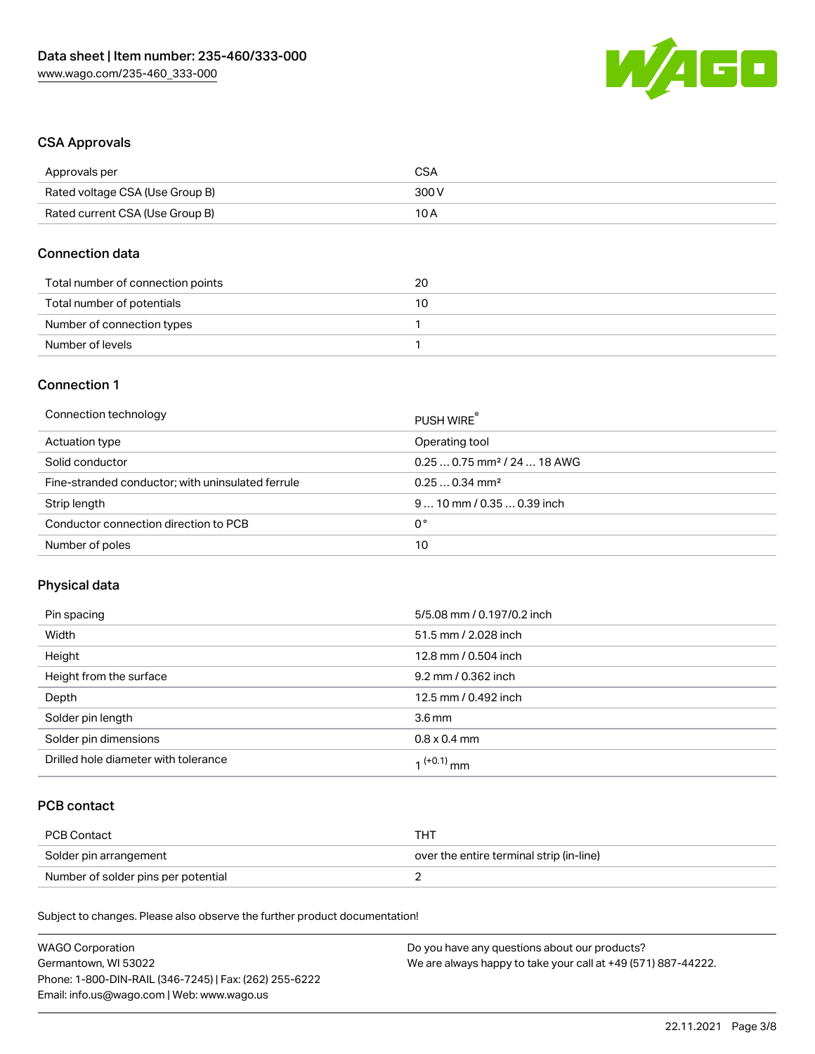## CSA Approvals

| | |
|---|---|
| Approvals per | CSA |
| Rated voltage CSA (Use Group B) | 300 V |
| Rated current CSA (Use Group B) | 10 A |

## Connection data

| | |
|---|---|
| Total number of connection points | 20 |
| Total number of potentials | 10 |
| Number of connection types | 1 |
| Number of levels | 1 |

## Connection 1

| | |
|---|---|
| Connection technology | PUSH WIRE® |
| Actuation type | Operating tool |
| Solid conductor | 0.25 … 0.75 mm² / 24 … 18 AWG |
| Fine-stranded conductor; with uninsulated ferrule | 0.25 … 0.34 mm² |
| Strip length | 9 … 10 mm / 0.35 … 0.39 inch |
| Conductor connection direction to PCB | 0 ° |
| Number of poles | 10 |

## Physical data

| | |
|---|---|
| Pin spacing | 5/5.08 mm / 0.197/0.2 inch |
| Width | 51.5 mm / 2.028 inch |
| Height | 12.8 mm / 0.504 inch |
| Height from the surface | 9.2 mm / 0.362 inch |
| Depth | 12.5 mm / 0.492 inch |
| Solder pin length | 3.6 mm |
| Solder pin dimensions | 0.8 x 0.4 mm |
| Drilled hole diameter with tolerance | $1^{(+0.1)}$ mm |

## PCB contact

| | |
|---|---|
| PCB Contact | THT |
| Solder pin arrangement | over the entire terminal strip (in-line) |
| Number of solder pins per potential | 2 |

Subject to changes. Please also observe the further product documentation!

WAGO Corporation
Germantown, WI 53022
Phone: 1-800-DIN-RAIL (346-7245) | Fax: (262) 255-6222
Email: info.us@wago.com | Web: www.wago.us

Do you have any questions about our products?
We are always happy to take your call at +49 (571) 887-44222.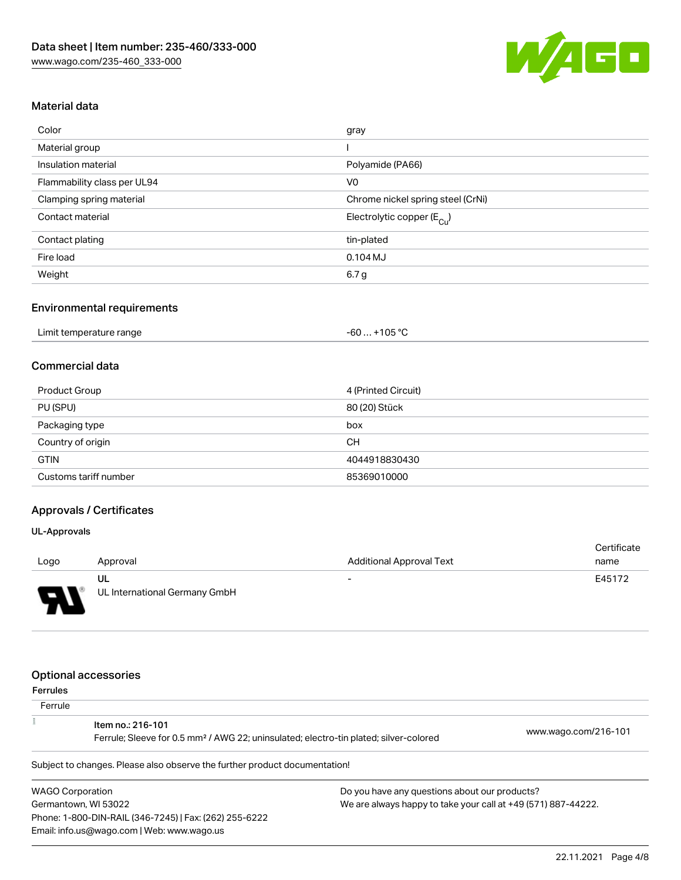## Material data

| | |
|---|---|
| Color | gray |
| Material group | I |
| Insulation material | Polyamide (PA66) |
| Flammability class per UL94 | V0 |
| Clamping spring material | Chrome nickel spring steel (CrNi) |
| Contact material | Electrolytic copper ($E_{Cu}$) |
| Contact plating | tin-plated |
| Fire load | 0.104 MJ |
| Weight | 6.7 g |

## Environmental requirements

| | |
|---|---|
| Limit temperature range | -60 … +105 °C |

## Commercial data

| | |
|---|---|
| Product Group | 4 (Printed Circuit) |
| PU (SPU) | 80 (20) Stück |
| Packaging type | box |
| Country of origin | CH |
| GTIN | 4044918830430 |
| Customs tariff number | 85369010000 |

## Approvals / Certificates

### UL-Approvals

| Logo | Approval | Additional Approval Text | Certificate name |
|---|---|---|---|
| | UL<br>UL International Germany GmbH | - | E45172 |

## Optional accessories

### Ferrules

| Ferrule | |
|---|---|
| Item no.: 216-101<br>Ferrule; Sleeve for 0.5 mm² / AWG 22; uninsulated; electro-tin plated; silver-colored | www.wago.com/216-101 |

Subject to changes. Please also observe the further product documentation!

WAGO Corporation
Germantown, WI 53022
Phone: 1-800-DIN-RAIL (346-7245) | Fax: (262) 255-6222
Email: info.us@wago.com | Web: www.wago.us

Do you have any questions about our products?
We are always happy to take your call at +49 (571) 887-44222.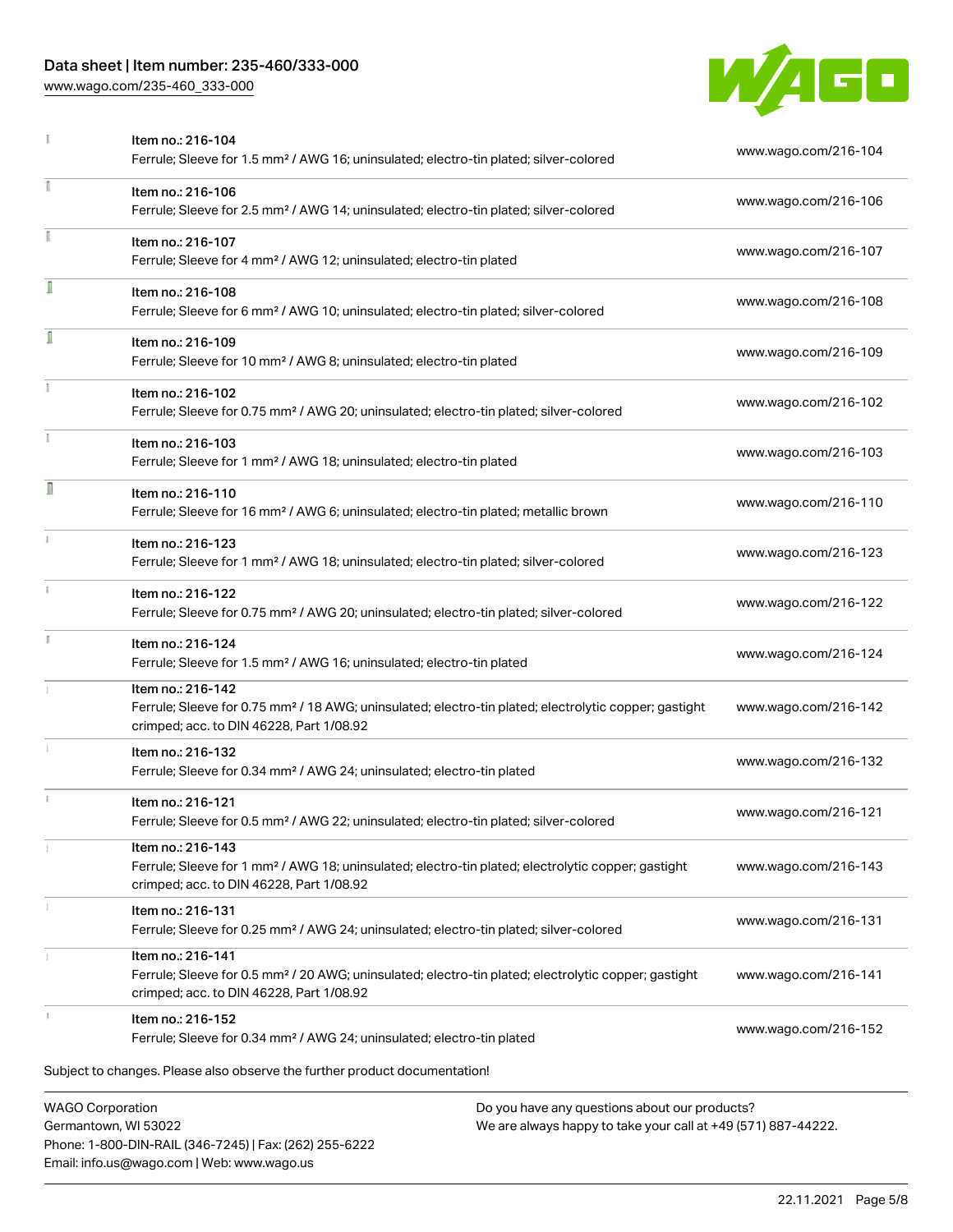| | | |
|---|---|---|
| | Item no.: 216-104<br>Ferrule; Sleeve for 1.5 mm² / AWG 16; uninsulated; electro-tin plated; silver-colored | www.wago.com/216-104 |
| | Item no.: 216-106<br>Ferrule; Sleeve for 2.5 mm² / AWG 14; uninsulated; electro-tin plated; silver-colored | www.wago.com/216-106 |
| | Item no.: 216-107<br>Ferrule; Sleeve for 4 mm² / AWG 12; uninsulated; electro-tin plated | www.wago.com/216-107 |
| | Item no.: 216-108<br>Ferrule; Sleeve for 6 mm² / AWG 10; uninsulated; electro-tin plated; silver-colored | www.wago.com/216-108 |
| | Item no.: 216-109<br>Ferrule; Sleeve for 10 mm² / AWG 8; uninsulated; electro-tin plated | www.wago.com/216-109 |
| | Item no.: 216-102<br>Ferrule; Sleeve for 0.75 mm² / AWG 20; uninsulated; electro-tin plated; silver-colored | www.wago.com/216-102 |
| | Item no.: 216-103<br>Ferrule; Sleeve for 1 mm² / AWG 18; uninsulated; electro-tin plated | www.wago.com/216-103 |
| | Item no.: 216-110<br>Ferrule; Sleeve for 16 mm² / AWG 6; uninsulated; electro-tin plated; metallic brown | www.wago.com/216-110 |
| | Item no.: 216-123<br>Ferrule; Sleeve for 1 mm² / AWG 18; uninsulated; electro-tin plated; silver-colored | www.wago.com/216-123 |
| | Item no.: 216-122<br>Ferrule; Sleeve for 0.75 mm² / AWG 20; uninsulated; electro-tin plated; silver-colored | www.wago.com/216-122 |
| | Item no.: 216-124<br>Ferrule; Sleeve for 1.5 mm² / AWG 16; uninsulated; electro-tin plated | www.wago.com/216-124 |
| | Item no.: 216-142<br>Ferrule; Sleeve for 0.75 mm² / 18 AWG; uninsulated; electro-tin plated; electrolytic copper; gastight crimped; acc. to DIN 46228, Part 1/08.92 | www.wago.com/216-142 |
| | Item no.: 216-132<br>Ferrule; Sleeve for 0.34 mm² / AWG 24; uninsulated; electro-tin plated | www.wago.com/216-132 |
| | Item no.: 216-121<br>Ferrule; Sleeve for 0.5 mm² / AWG 22; uninsulated; electro-tin plated; silver-colored | www.wago.com/216-121 |
| | Item no.: 216-143<br>Ferrule; Sleeve for 1 mm² / AWG 18; uninsulated; electro-tin plated; electrolytic copper; gastight crimped; acc. to DIN 46228, Part 1/08.92 | www.wago.com/216-143 |
| | Item no.: 216-131<br>Ferrule; Sleeve for 0.25 mm² / AWG 24; uninsulated; electro-tin plated; silver-colored | www.wago.com/216-131 |
| | Item no.: 216-141<br>Ferrule; Sleeve for 0.5 mm² / 20 AWG; uninsulated; electro-tin plated; electrolytic copper; gastight crimped; acc. to DIN 46228, Part 1/08.92 | www.wago.com/216-141 |
| | Item no.: 216-152<br>Ferrule; Sleeve for 0.34 mm² / AWG 24; uninsulated; electro-tin plated | www.wago.com/216-152 |

Subject to changes. Please also observe the further product documentation!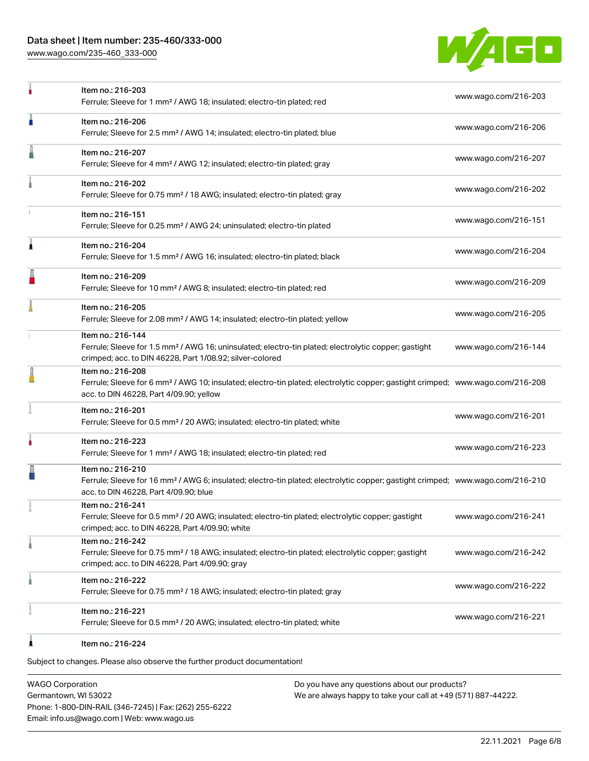| Item | Link |
| --- | --- |
| Item no.: 216-203<br>Ferrule; Sleeve for 1 mm² / AWG 18; insulated; electro-tin plated; red | www.wago.com/216-203 |
| Item no.: 216-206<br>Ferrule; Sleeve for 2.5 mm² / AWG 14; insulated; electro-tin plated; blue | www.wago.com/216-206 |
| Item no.: 216-207<br>Ferrule; Sleeve for 4 mm² / AWG 12; insulated; electro-tin plated; gray | www.wago.com/216-207 |
| Item no.: 216-202<br>Ferrule; Sleeve for 0.75 mm² / 18 AWG; insulated; electro-tin plated; gray | www.wago.com/216-202 |
| Item no.: 216-151<br>Ferrule; Sleeve for 0.25 mm² / AWG 24; uninsulated; electro-tin plated | www.wago.com/216-151 |
| Item no.: 216-204<br>Ferrule; Sleeve for 1.5 mm² / AWG 16; insulated; electro-tin plated; black | www.wago.com/216-204 |
| Item no.: 216-209<br>Ferrule; Sleeve for 10 mm² / AWG 8; insulated; electro-tin plated; red | www.wago.com/216-209 |
| Item no.: 216-205<br>Ferrule; Sleeve for 2.08 mm² / AWG 14; insulated; electro-tin plated; yellow | www.wago.com/216-205 |
| Item no.: 216-144<br>Ferrule; Sleeve for 1.5 mm² / AWG 16; uninsulated; electro-tin plated; electrolytic copper; gastight crimped; acc. to DIN 46228, Part 1/08.92; silver-colored | www.wago.com/216-144 |
| Item no.: 216-208<br>Ferrule; Sleeve for 6 mm² / AWG 10; insulated; electro-tin plated; electrolytic copper; gastight crimped; acc. to DIN 46228, Part 4/09.90; yellow | www.wago.com/216-208 |
| Item no.: 216-201<br>Ferrule; Sleeve for 0.5 mm² / 20 AWG; insulated; electro-tin plated; white | www.wago.com/216-201 |
| Item no.: 216-223<br>Ferrule; Sleeve for 1 mm² / AWG 18; insulated; electro-tin plated; red | www.wago.com/216-223 |
| Item no.: 216-210<br>Ferrule; Sleeve for 16 mm² / AWG 6; insulated; electro-tin plated; electrolytic copper; gastight crimped; acc. to DIN 46228, Part 4/09.90; blue | www.wago.com/216-210 |
| Item no.: 216-241<br>Ferrule; Sleeve for 0.5 mm² / 20 AWG; insulated; electro-tin plated; electrolytic copper; gastight crimped; acc. to DIN 46228, Part 4/09.90; white | www.wago.com/216-241 |
| Item no.: 216-242<br>Ferrule; Sleeve for 0.75 mm² / 18 AWG; insulated; electro-tin plated; electrolytic copper; gastight crimped; acc. to DIN 46228, Part 4/09.90; gray | www.wago.com/216-242 |
| Item no.: 216-222<br>Ferrule; Sleeve for 0.75 mm² / 18 AWG; insulated; electro-tin plated; gray | www.wago.com/216-222 |
| Item no.: 216-221<br>Ferrule; Sleeve for 0.5 mm² / 20 AWG; insulated; electro-tin plated; white | www.wago.com/216-221 |
| Item no.: 216-224 | |

Subject to changes. Please also observe the further product documentation!

WAGO Corporation
Germantown, WI 53022
Phone: 1-800-DIN-RAIL (346-7245) | Fax: (262) 255-6222
Email: info.us@wago.com | Web: www.wago.us

Do you have any questions about our products?
We are always happy to take your call at +49 (571) 887-44222.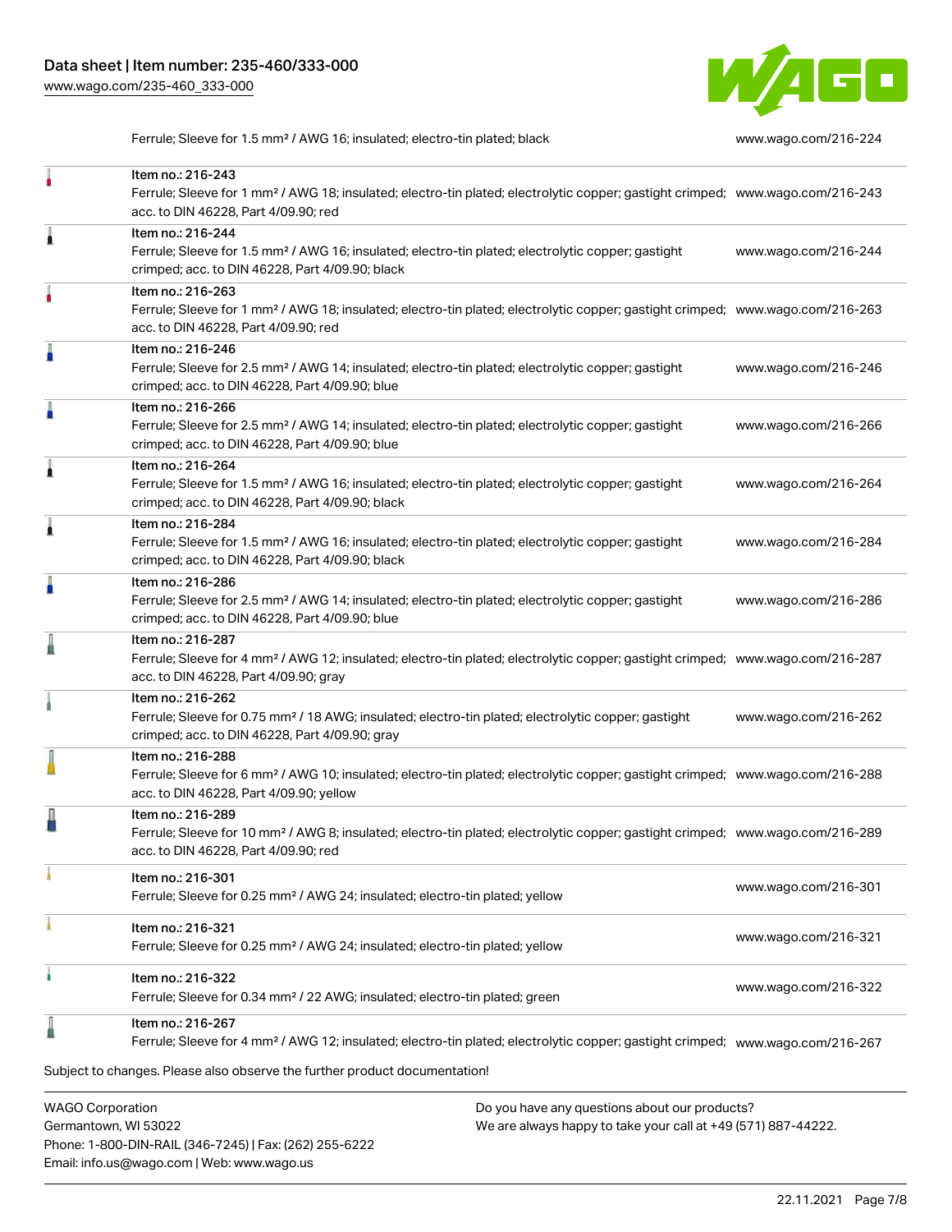| | |
|---|---|
| Ferrule; Sleeve for 1.5 mm² / AWG 16; insulated; electro-tin plated; black | www.wago.com/216-224 |
| Item no.: 216-243<br>Ferrule; Sleeve for 1 mm² / AWG 18; insulated; electro-tin plated; electrolytic copper; gastight crimped; acc. to DIN 46228, Part 4/09.90; red | www.wago.com/216-243 |
| Item no.: 216-244<br>Ferrule; Sleeve for 1.5 mm² / AWG 16; insulated; electro-tin plated; electrolytic copper; gastight crimped; acc. to DIN 46228, Part 4/09.90; black | www.wago.com/216-244 |
| Item no.: 216-263<br>Ferrule; Sleeve for 1 mm² / AWG 18; insulated; electro-tin plated; electrolytic copper; gastight crimped; acc. to DIN 46228, Part 4/09.90; red | www.wago.com/216-263 |
| Item no.: 216-246<br>Ferrule; Sleeve for 2.5 mm² / AWG 14; insulated; electro-tin plated; electrolytic copper; gastight crimped; acc. to DIN 46228, Part 4/09.90; blue | www.wago.com/216-246 |
| Item no.: 216-266<br>Ferrule; Sleeve for 2.5 mm² / AWG 14; insulated; electro-tin plated; electrolytic copper; gastight crimped; acc. to DIN 46228, Part 4/09.90; blue | www.wago.com/216-266 |
| Item no.: 216-264<br>Ferrule; Sleeve for 1.5 mm² / AWG 16; insulated; electro-tin plated; electrolytic copper; gastight crimped; acc. to DIN 46228, Part 4/09.90; black | www.wago.com/216-264 |
| Item no.: 216-284<br>Ferrule; Sleeve for 1.5 mm² / AWG 16; insulated; electro-tin plated; electrolytic copper; gastight crimped; acc. to DIN 46228, Part 4/09.90; black | www.wago.com/216-284 |
| Item no.: 216-286<br>Ferrule; Sleeve for 2.5 mm² / AWG 14; insulated; electro-tin plated; electrolytic copper; gastight crimped; acc. to DIN 46228, Part 4/09.90; blue | www.wago.com/216-286 |
| Item no.: 216-287<br>Ferrule; Sleeve for 4 mm² / AWG 12; insulated; electro-tin plated; electrolytic copper; gastight crimped; acc. to DIN 46228, Part 4/09.90; gray | www.wago.com/216-287 |
| Item no.: 216-262<br>Ferrule; Sleeve for 0.75 mm² / 18 AWG; insulated; electro-tin plated; electrolytic copper; gastight crimped; acc. to DIN 46228, Part 4/09.90; gray | www.wago.com/216-262 |
| Item no.: 216-288<br>Ferrule; Sleeve for 6 mm² / AWG 10; insulated; electro-tin plated; electrolytic copper; gastight crimped; acc. to DIN 46228, Part 4/09.90; yellow | www.wago.com/216-288 |
| Item no.: 216-289<br>Ferrule; Sleeve for 10 mm² / AWG 8; insulated; electro-tin plated; electrolytic copper; gastight crimped; acc. to DIN 46228, Part 4/09.90; red | www.wago.com/216-289 |
| Item no.: 216-301<br>Ferrule; Sleeve for 0.25 mm² / AWG 24; insulated; electro-tin plated; yellow | www.wago.com/216-301 |
| Item no.: 216-321<br>Ferrule; Sleeve for 0.25 mm² / AWG 24; insulated; electro-tin plated; yellow | www.wago.com/216-321 |
| Item no.: 216-322<br>Ferrule; Sleeve for 0.34 mm² / 22 AWG; insulated; electro-tin plated; green | www.wago.com/216-322 |
| Item no.: 216-267<br>Ferrule; Sleeve for 4 mm² / AWG 12; insulated; electro-tin plated; electrolytic copper; gastight crimped; | www.wago.com/216-267 |

Subject to changes. Please also observe the further product documentation!

WAGO Corporation
Germantown, WI 53022
Phone: 1-800-DIN-RAIL (346-7245) | Fax: (262) 255-6222
Email: info.us@wago.com | Web: www.wago.us

Do you have any questions about our products?
We are always happy to take your call at +49 (571) 887-44222.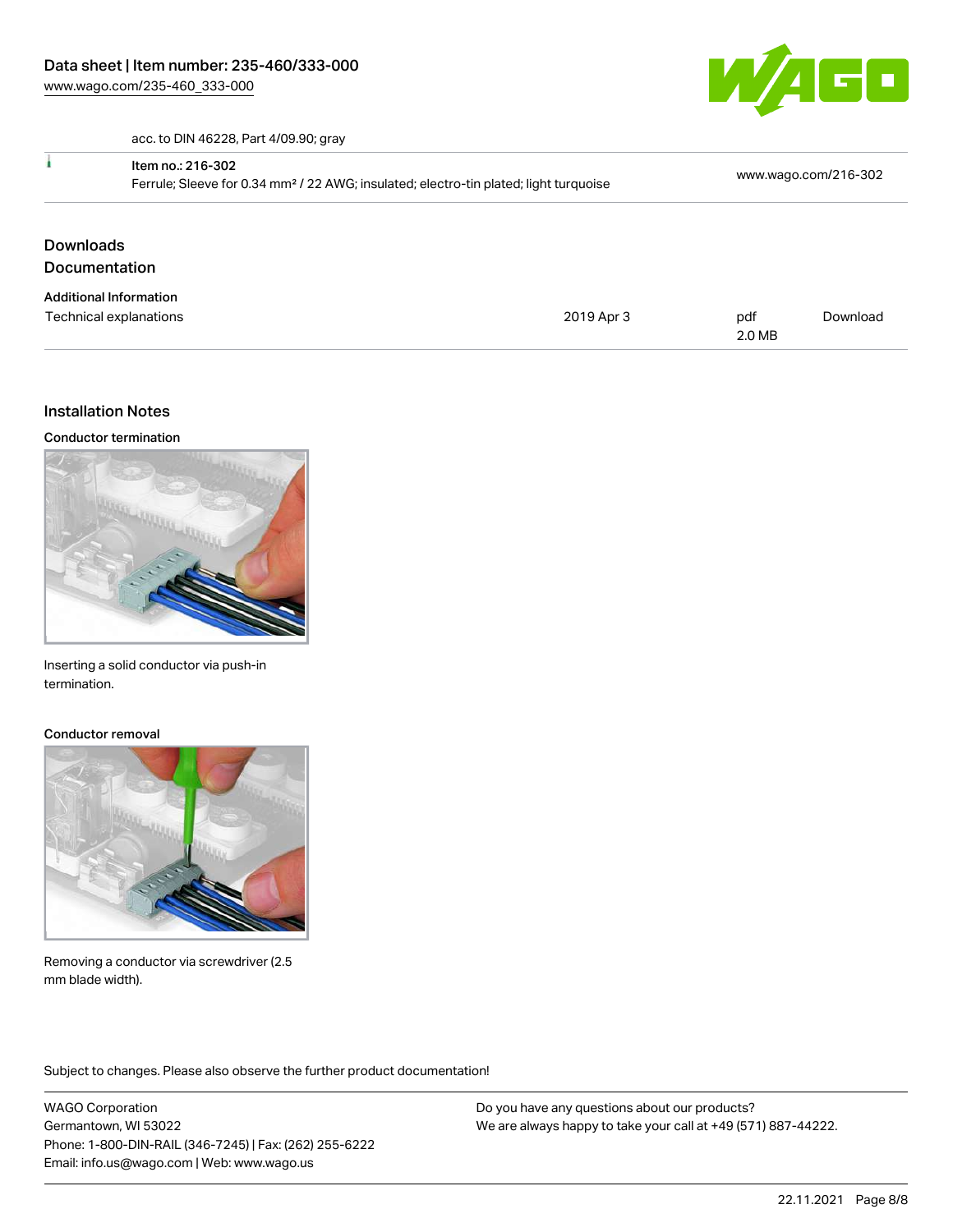acc. to DIN 46228, Part 4/09.90; gray

| | | |
|---|---|---|
| | Item no.: 216-302<br>Ferrule; Sleeve for 0.34 mm² / 22 AWG; insulated; electro-tin plated; light turquoise | www.wago.com/216-302 |

## Downloads

### Documentation

**Additional Information**

| | | | |
|---|---|---|---|
| Technical explanations | 2019 Apr 3 | pdf<br>2.0 MB | Download |

## Installation Notes

### Conductor termination

Inserting a solid conductor via push-in termination.

### Conductor removal

Removing a conductor via screwdriver (2.5 mm blade width).

Subject to changes. Please also observe the further product documentation!

WAGO Corporation
Germantown, WI 53022
Phone: 1-800-DIN-RAIL (346-7245) | Fax: (262) 255-6222
Email: info.us@wago.com | Web: www.wago.us

Do you have any questions about our products?
We are always happy to take your call at +49 (571) 887-44222.